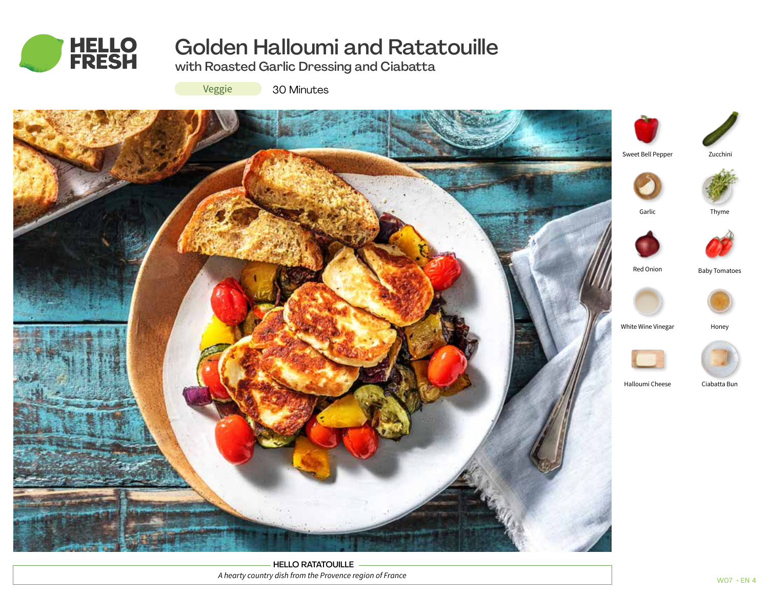HELLO FRESH

# Golden Halloumi and Ratatouille

## with Roasted Garlic Dressing and Ciabatta

Veggie

30 Minutes

- Sweet Bell Pepper
- Zucchini
- Garlic
- Thyme
- Red Onion
- Baby Tomatoes
- White Wine Vinegar
- Honey
- Halloumi Cheese
- Ciabatta Bun

**HELLO RATATOUILLE**

*A hearty country dish from the Provence region of France*

W07 • EN 4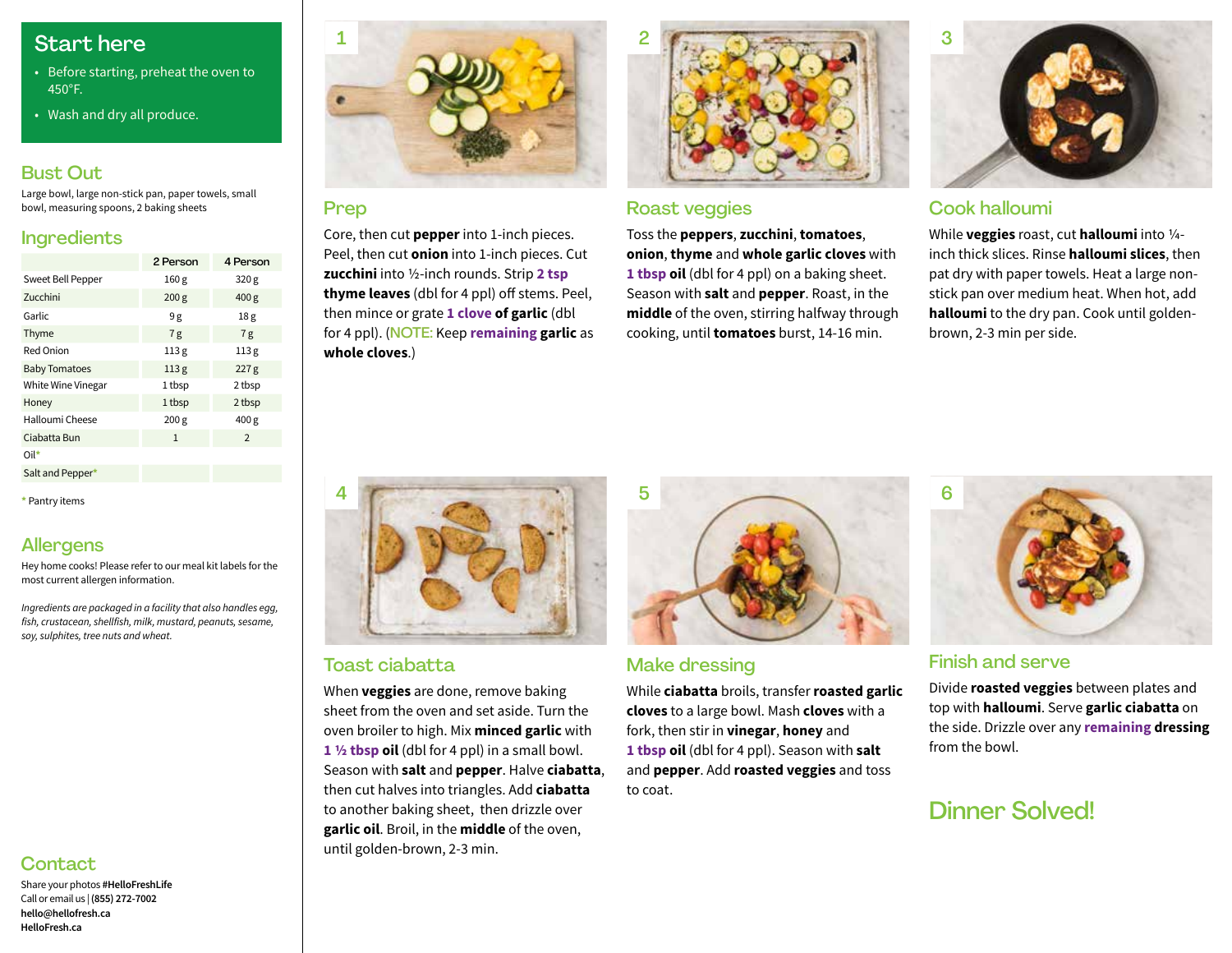## Start here

- Before starting, preheat the oven to 450°F.
- Wash and dry all produce.

## Bust Out

Large bowl, large non-stick pan, paper towels, small bowl, measuring spoons, 2 baking sheets

## Ingredients

| | 2 Person | 4 Person |
|---|---|---|
| Sweet Bell Pepper | 160 g | 320 g |
| Zucchini | 200 g | 400 g |
| Garlic | 9 g | 18 g |
| Thyme | 7 g | 7 g |
| Red Onion | 113 g | 113 g |
| Baby Tomatoes | 113 g | 227 g |
| White Wine Vinegar | 1 tbsp | 2 tbsp |
| Honey | 1 tbsp | 2 tbsp |
| Halloumi Cheese | 200 g | 400 g |
| Ciabatta Bun | 1 | 2 |
| Oil* | | |
| Salt and Pepper* | | |

\* Pantry items

## Allergens

Hey home cooks! Please refer to our meal kit labels for the most current allergen information.

*Ingredients are packaged in a facility that also handles egg, fish, crustacean, shellfish, milk, mustard, peanuts, sesame, soy, sulphites, tree nuts and wheat.*

## Contact

Share your photos **#HelloFreshLife**
Call or email us | **(855) 272-7002**
**hello@hellofresh.ca**
**HelloFresh.ca**

### 1 Prep

Core, then cut **pepper** into 1-inch pieces. Peel, then cut **onion** into 1-inch pieces. Cut **zucchini** into ½-inch rounds. Strip **2 tsp thyme leaves** (dbl for 4 ppl) off stems. Peel, then mince or grate **1 clove of garlic** (dbl for 4 ppl). (NOTE: Keep **remaining garlic** as **whole cloves**.)

### 2 Roast veggies

Toss the **peppers**, **zucchini**, **tomatoes**, **onion**, **thyme** and **whole garlic cloves** with **1 tbsp oil** (dbl for 4 ppl) on a baking sheet. Season with **salt** and **pepper**. Roast, in the **middle** of the oven, stirring halfway through cooking, until **tomatoes** burst, 14-16 min.

### 3 Cook halloumi

While **veggies** roast, cut **halloumi** into ¼-inch thick slices. Rinse **halloumi slices**, then pat dry with paper towels. Heat a large non-stick pan over medium heat. When hot, add **halloumi** to the dry pan. Cook until golden-brown, 2-3 min per side.

### 4 Toast ciabatta

When **veggies** are done, remove baking sheet from the oven and set aside. Turn the oven broiler to high. Mix **minced garlic** with **1 ½ tbsp oil** (dbl for 4 ppl) in a small bowl. Season with **salt** and **pepper**. Halve **ciabatta**, then cut halves into triangles. Add **ciabatta** to another baking sheet, then drizzle over **garlic oil**. Broil, in the **middle** of the oven, until golden-brown, 2-3 min.

### 5 Make dressing

While **ciabatta** broils, transfer **roasted garlic cloves** to a large bowl. Mash **cloves** with a fork, then stir in **vinegar**, **honey** and **1 tbsp oil** (dbl for 4 ppl). Season with **salt** and **pepper**. Add **roasted veggies** and toss to coat.

### 6 Finish and serve

Divide **roasted veggies** between plates and top with **halloumi**. Serve **garlic ciabatta** on the side. Drizzle over any **remaining dressing** from the bowl.

## Dinner Solved!